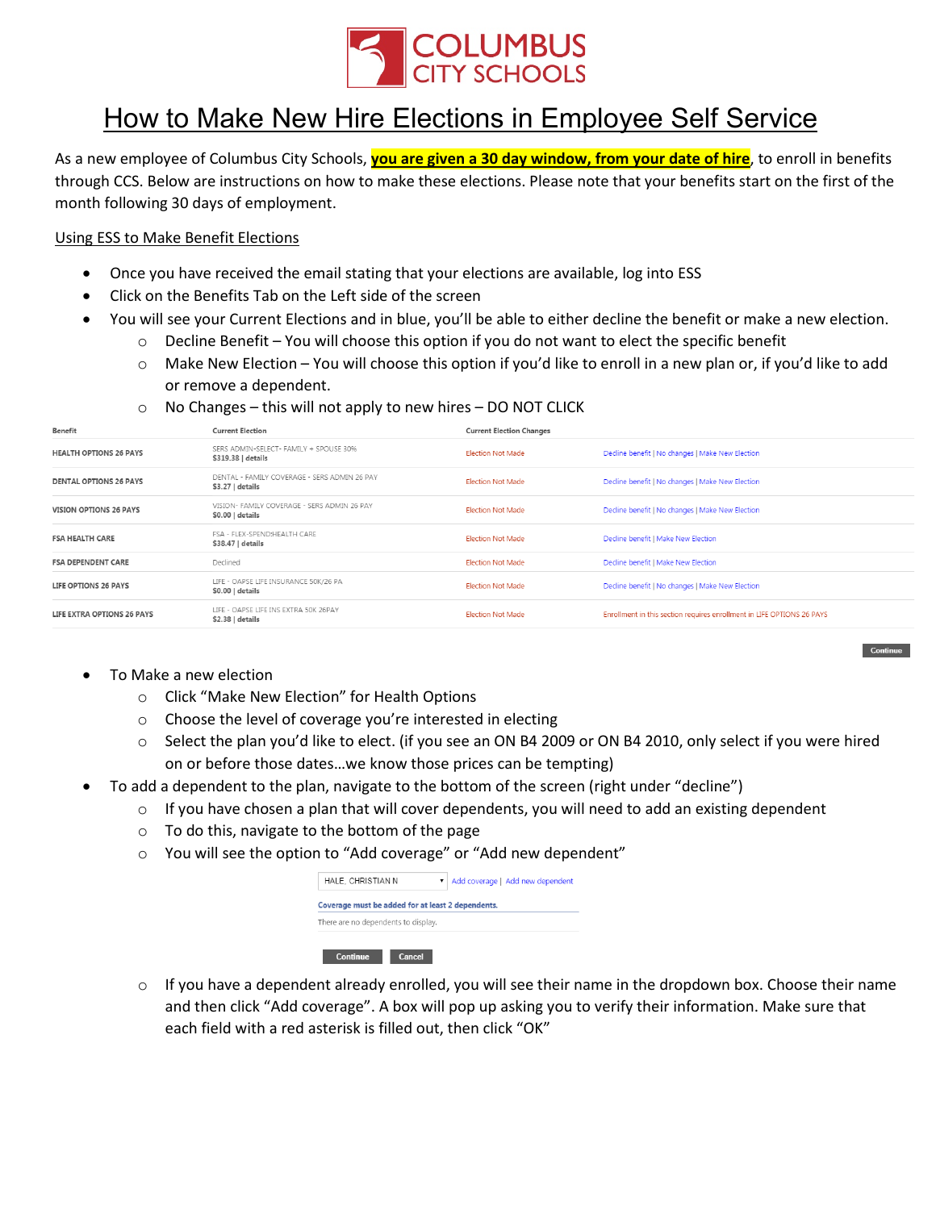# COLUMBUS CITY SCHOOLS

# How to Make New Hire Elections in Employee Self Service

As a new employee of Columbus City Schools, **you are given a 30 day window, from your date of hire**, to enroll in benefits through CCS. Below are instructions on how to make these elections. Please note that your benefits start on the first of the month following 30 days of employment.

Using ESS to Make Benefit Elections

- Once you have received the email stating that your elections are available, log into ESS
- Click on the Benefits Tab on the Left side of the screen
- You will see your Current Elections and in blue, you'll be able to either decline the benefit or make a new election.
  - Decline Benefit – You will choose this option if you do not want to elect the specific benefit
  - Make New Election – You will choose this option if you'd like to enroll in a new plan or, if you'd like to add or remove a dependent.
  - No Changes – this will not apply to new hires – DO NOT CLICK

| Benefit | Current Election | Current Election Changes | |
|---|---|---|---|
| HEALTH OPTIONS 26 PAYS | SERS ADMIN-SELECT- FAMILY + SPOUSE 30% $319.38 \| details | Election Not Made | Decline benefit \| No changes \| Make New Election |
| DENTAL OPTIONS 26 PAYS | DENTAL - FAMILY COVERAGE - SERS ADMIN 26 PAY $3.27 \| details | Election Not Made | Decline benefit \| No changes \| Make New Election |
| VISION OPTIONS 26 PAYS | VISION- FAMILY COVERAGE - SERS ADMIN 26 PAY $0.00 \| details | Election Not Made | Decline benefit \| No changes \| Make New Election |
| FSA HEALTH CARE | FSA - FLEX-SPEND:HEALTH CARE $38.47 \| details | Election Not Made | Decline benefit \| Make New Election |
| FSA DEPENDENT CARE | Declined | Election Not Made | Decline benefit \| Make New Election |
| LIFE OPTIONS 26 PAYS | LIFE - OAPSE LIFE INSURANCE 50K/26 PA $0.00 \| details | Election Not Made | Decline benefit \| No changes \| Make New Election |
| LIFE EXTRA OPTIONS 26 PAYS | LIFE - OAPSE LIFE INS EXTRA 50K 26PAY $2.38 \| details | Election Not Made | Enrollment in this section requires enrollment in LIFE OPTIONS 26 PAYS |

Continue

- To Make a new election
  - Click "Make New Election" for Health Options
  - Choose the level of coverage you're interested in electing
  - Select the plan you'd like to elect. (if you see an ON B4 2009 or ON B4 2010, only select if you were hired on or before those dates…we know those prices can be tempting)
- To add a dependent to the plan, navigate to the bottom of the screen (right under "decline")
  - If you have chosen a plan that will cover dependents, you will need to add an existing dependent
  - To do this, navigate to the bottom of the page
  - You will see the option to "Add coverage" or "Add new dependent"

HALE, CHRISTIAN N | Add coverage | Add new dependent

Coverage must be added for at least 2 dependents.

There are no dependents to display.

Continue Cancel

  - If you have a dependent already enrolled, you will see their name in the dropdown box. Choose their name and then click "Add coverage". A box will pop up asking you to verify their information. Make sure that each field with a red asterisk is filled out, then click "OK"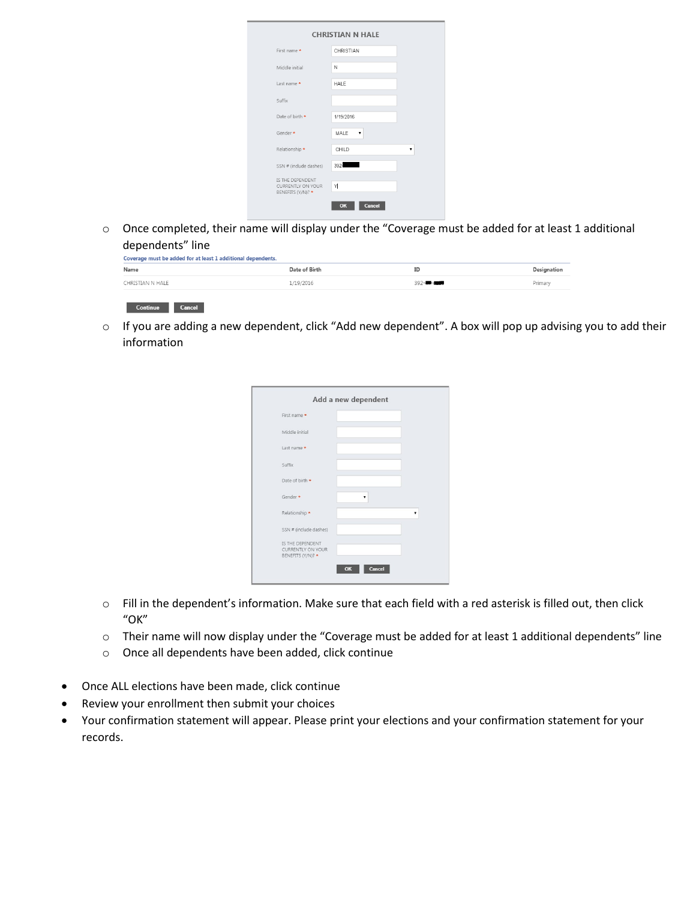- Once completed, their name will display under the "Coverage must be added for at least 1 additional dependents" line

**Coverage must be added for at least 1 additional dependents.**

| Name | Date of Birth | ID | Designation |
|---|---|---|---|
| CHRISTIAN N HALE | 1/19/2016 | 392-[redacted] | Primary |

- If you are adding a new dependent, click "Add new dependent". A box will pop up advising you to add their information
- Fill in the dependent's information. Make sure that each field with a red asterisk is filled out, then click "OK"
- Their name will now display under the "Coverage must be added for at least 1 additional dependents" line
- Once all dependents have been added, click continue

* Once ALL elections have been made, click continue
* Review your enrollment then submit your choices
* Your confirmation statement will appear. Please print your elections and your confirmation statement for your records.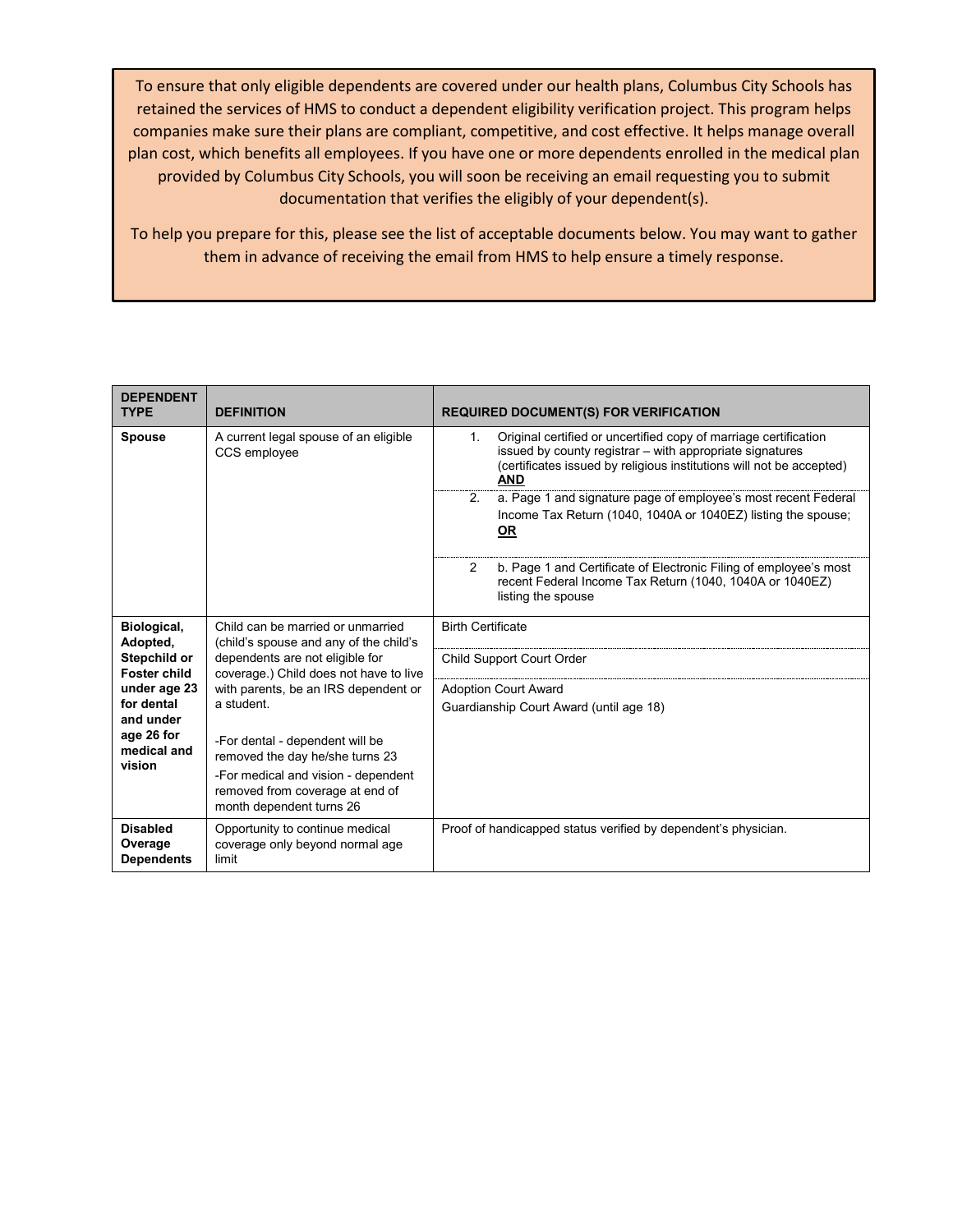To ensure that only eligible dependents are covered under our health plans, Columbus City Schools has retained the services of HMS to conduct a dependent eligibility verification project. This program helps companies make sure their plans are compliant, competitive, and cost effective. It helps manage overall plan cost, which benefits all employees. If you have one or more dependents enrolled in the medical plan provided by Columbus City Schools, you will soon be receiving an email requesting you to submit documentation that verifies the eligibly of your dependent(s).

To help you prepare for this, please see the list of acceptable documents below. You may want to gather them in advance of receiving the email from HMS to help ensure a timely response.

| DEPENDENT TYPE | DEFINITION | REQUIRED DOCUMENT(S) FOR VERIFICATION |
|---|---|---|
| **Spouse** | A current legal spouse of an eligible CCS employee | 1. Original certified or uncertified copy of marriage certification issued by county registrar – with appropriate signatures (certificates issued by religious institutions will not be accepted) **AND** |
| | | 2. a. Page 1 and signature page of employee's most recent Federal Income Tax Return (1040, 1040A or 1040EZ) listing the spouse; **OR** |
| | | 2 b. Page 1 and Certificate of Electronic Filing of employee's most recent Federal Income Tax Return (1040, 1040A or 1040EZ) listing the spouse |
| **Biological, Adopted, Stepchild or Foster child under age 23 for dental and under age 26 for medical and vision** | Child can be married or unmarried (child's spouse and any of the child's dependents are not eligible for coverage.) Child does not have to live with parents, be an IRS dependent or a student.<br><br>-For dental - dependent will be removed the day he/she turns 23<br>-For medical and vision - dependent removed from coverage at end of month dependent turns 26 | Birth Certificate |
| | | Child Support Court Order |
| | | Adoption Court Award<br>Guardianship Court Award (until age 18) |
| **Disabled Overage Dependents** | Opportunity to continue medical coverage only beyond normal age limit | Proof of handicapped status verified by dependent's physician. |